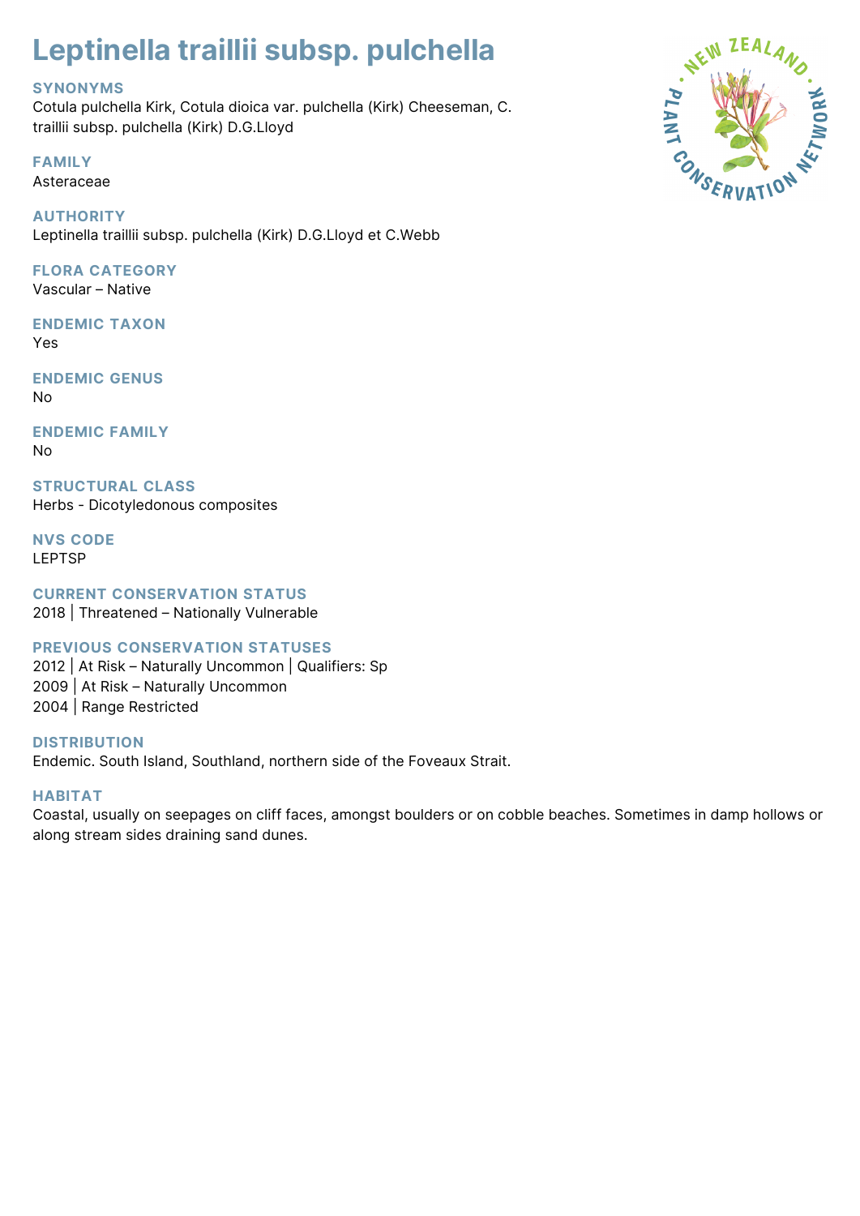# Leptinella traillii subsp. pulchella

## SYNONYMS

Cotula pulchella Kirk, Cotula dioica var. pulchella (Kirk) Cheeseman, C. traillii subsp. pulchella (Kirk) D.G.Lloyd

## FAMILY

Asteraceae

## AUTHORITY

Leptinella traillii subsp. pulchella (Kirk) D.G.Lloyd et C.Webb

## FLORA CATEGORY

Vascular – Native

## ENDEMIC TAXON

Yes

## ENDEMIC GENUS

No

## ENDEMIC FAMILY

No

## STRUCTURAL CLASS

Herbs - Dicotyledonous composites

## NVS CODE

LEPTSP

## CURRENT CONSERVATION STATUS

2018 | Threatened – Nationally Vulnerable

## PREVIOUS CONSERVATION STATUSES

2012 | At Risk – Naturally Uncommon | Qualifiers: Sp
2009 | At Risk – Naturally Uncommon
2004 | Range Restricted

## DISTRIBUTION

Endemic. South Island, Southland, northern side of the Foveaux Strait.

## HABITAT

Coastal, usually on seepages on cliff faces, amongst boulders or on cobble beaches. Sometimes in damp hollows or along stream sides draining sand dunes.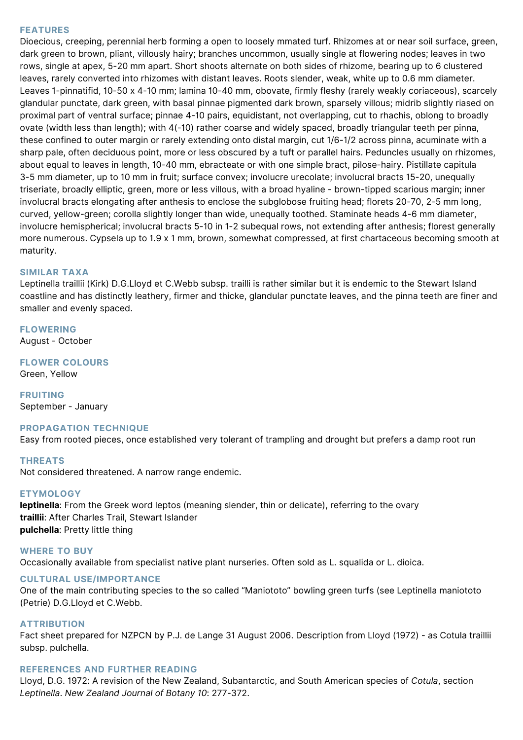## FEATURES

Dioecious, creeping, perennial herb forming a open to loosely mmated turf. Rhizomes at or near soil surface, green, dark green to brown, pliant, villously hairy; branches uncommon, usually single at flowering nodes; leaves in two rows, single at apex, 5-20 mm apart. Short shoots alternate on both sides of rhizome, bearing up to 6 clustered leaves, rarely converted into rhizomes with distant leaves. Roots slender, weak, white up to 0.6 mm diameter. Leaves 1-pinnatifid, 10-50 x 4-10 mm; lamina 10-40 mm, obovate, firmly fleshy (rarely weakly coriaceous), scarcely glandular punctate, dark green, with basal pinnae pigmented dark brown, sparsely villous; midrib slightly riased on proximal part of ventral surface; pinnae 4-10 pairs, equidistant, not overlapping, cut to rhachis, oblong to broadly ovate (width less than length); with 4(-10) rather coarse and widely spaced, broadly triangular teeth per pinna, these confined to outer margin or rarely extending onto distal margin, cut 1/6-1/2 across pinna, acuminate with a sharp pale, often deciduous point, more or less obscured by a tuft or parallel hairs. Peduncles usually on rhizomes, about equal to leaves in length, 10-40 mm, ebracteate or with one simple bract, pilose-hairy. Pistillate capitula 3-5 mm diameter, up to 10 mm in fruit; surface convex; involucre urecolate; involucral bracts 15-20, unequally triseriate, broadly elliptic, green, more or less villous, with a broad hyaline - brown-tipped scarious margin; inner involucral bracts elongating after anthesis to enclose the subglobose fruiting head; florets 20-70, 2-5 mm long, curved, yellow-green; corolla slightly longer than wide, unequally toothed. Staminate heads 4-6 mm diameter, involucre hemispherical; involucral bracts 5-10 in 1-2 subequal rows, not extending after anthesis; florest generally more numerous. Cypsela up to 1.9 x 1 mm, brown, somewhat compressed, at first chartaceous becoming smooth at maturity.

## SIMILAR TAXA

Leptinella traillii (Kirk) D.G.Lloyd et C.Webb subsp. trailli is rather similar but it is endemic to the Stewart Island coastline and has distinctly leathery, firmer and thicke, glandular punctate leaves, and the pinna teeth are finer and smaller and evenly spaced.

## FLOWERING

August - October

## FLOWER COLOURS

Green, Yellow

## FRUITING

September - January

## PROPAGATION TECHNIQUE

Easy from rooted pieces, once established very tolerant of trampling and drought but prefers a damp root run

## THREATS

Not considered threatened. A narrow range endemic.

## ETYMOLOGY

**leptinella**: From the Greek word leptos (meaning slender, thin or delicate), referring to the ovary
**traillii**: After Charles Trail, Stewart Islander
**pulchella**: Pretty little thing

## WHERE TO BUY

Occasionally available from specialist native plant nurseries. Often sold as L. squalida or L. dioica.

## CULTURAL USE/IMPORTANCE

One of the main contributing species to the so called "Maniototo" bowling green turfs (see Leptinella maniototo (Petrie) D.G.Lloyd et C.Webb.

## ATTRIBUTION

Fact sheet prepared for NZPCN by P.J. de Lange 31 August 2006. Description from Lloyd (1972) - as Cotula traillii subsp. pulchella.

## REFERENCES AND FURTHER READING

Lloyd, D.G. 1972: A revision of the New Zealand, Subantarctic, and South American species of *Cotula*, section *Leptinella*. *New Zealand Journal of Botany 10*: 277-372.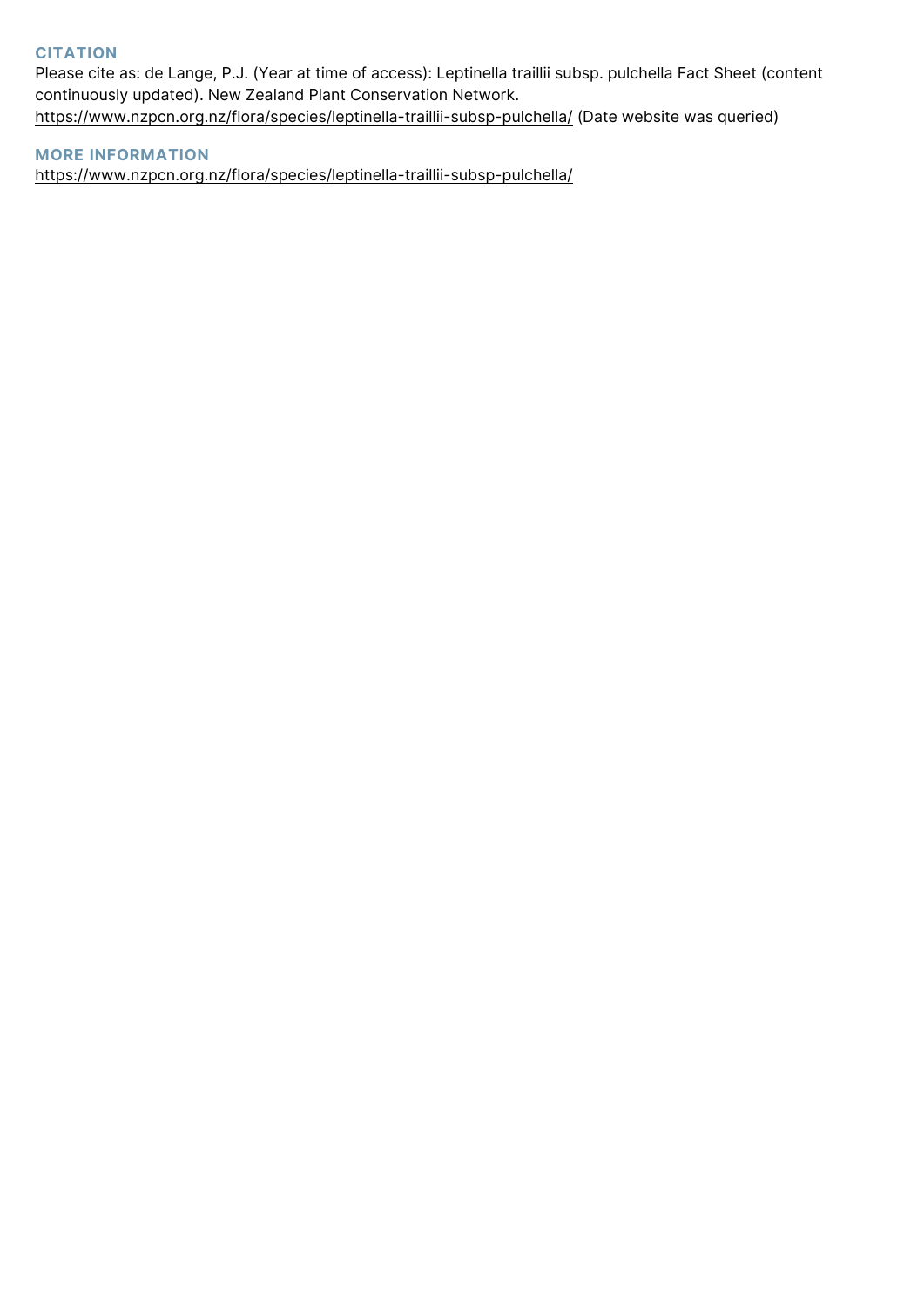## CITATION

Please cite as: de Lange, P.J. (Year at time of access): Leptinella traillii subsp. pulchella Fact Sheet (content continuously updated). New Zealand Plant Conservation Network. https://www.nzpcn.org.nz/flora/species/leptinella-traillii-subsp-pulchella/ (Date website was queried)

## MORE INFORMATION

https://www.nzpcn.org.nz/flora/species/leptinella-traillii-subsp-pulchella/